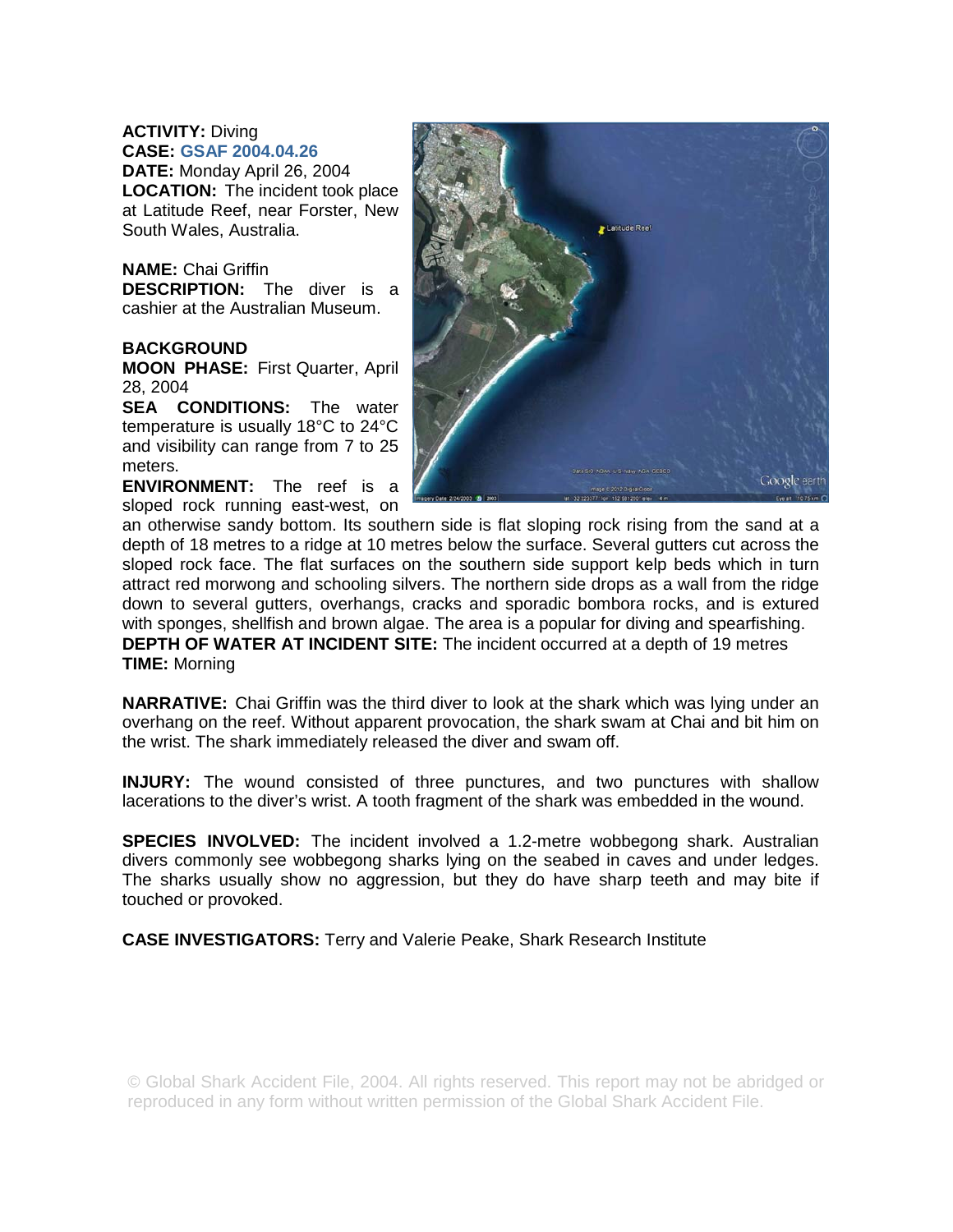**ACTIVITY:** Diving
**CASE:** GSAF 2004.04.26
**DATE:** Monday April 26, 2004
**LOCATION:** The incident took place at Latitude Reef, near Forster, New South Wales, Australia.

**NAME:** Chai Griffin
**DESCRIPTION:** The diver is a cashier at the Australian Museum.

**BACKGROUND**
**MOON PHASE:** First Quarter, April 28, 2004
**SEA CONDITIONS:** The water temperature is usually 18°C to 24°C and visibility can range from 7 to 25 meters.
**ENVIRONMENT:** The reef is a sloped rock running east-west, on an otherwise sandy bottom. Its southern side is flat sloping rock rising from the sand at a depth of 18 metres to a ridge at 10 metres below the surface. Several gutters cut across the sloped rock face. The flat surfaces on the southern side support kelp beds which in turn attract red morwong and schooling silvers. The northern side drops as a wall from the ridge down to several gutters, overhangs, cracks and sporadic bombora rocks, and is extured with sponges, shellfish and brown algae. The area is a popular for diving and spearfishing.
**DEPTH OF WATER AT INCIDENT SITE:** The incident occurred at a depth of 19 metres
**TIME:** Morning

**NARRATIVE:** Chai Griffin was the third diver to look at the shark which was lying under an overhang on the reef. Without apparent provocation, the shark swam at Chai and bit him on the wrist. The shark immediately released the diver and swam off.

**INJURY:** The wound consisted of three punctures, and two punctures with shallow lacerations to the diver's wrist. A tooth fragment of the shark was embedded in the wound.

**SPECIES INVOLVED:** The incident involved a 1.2-metre wobbegong shark. Australian divers commonly see wobbegong sharks lying on the seabed in caves and under ledges. The sharks usually show no aggression, but they do have sharp teeth and may bite if touched or provoked.

**CASE INVESTIGATORS:** Terry and Valerie Peake, Shark Research Institute

© Global Shark Accident File, 2004. All rights reserved. This report may not be abridged or reproduced in any form without written permission of the Global Shark Accident File.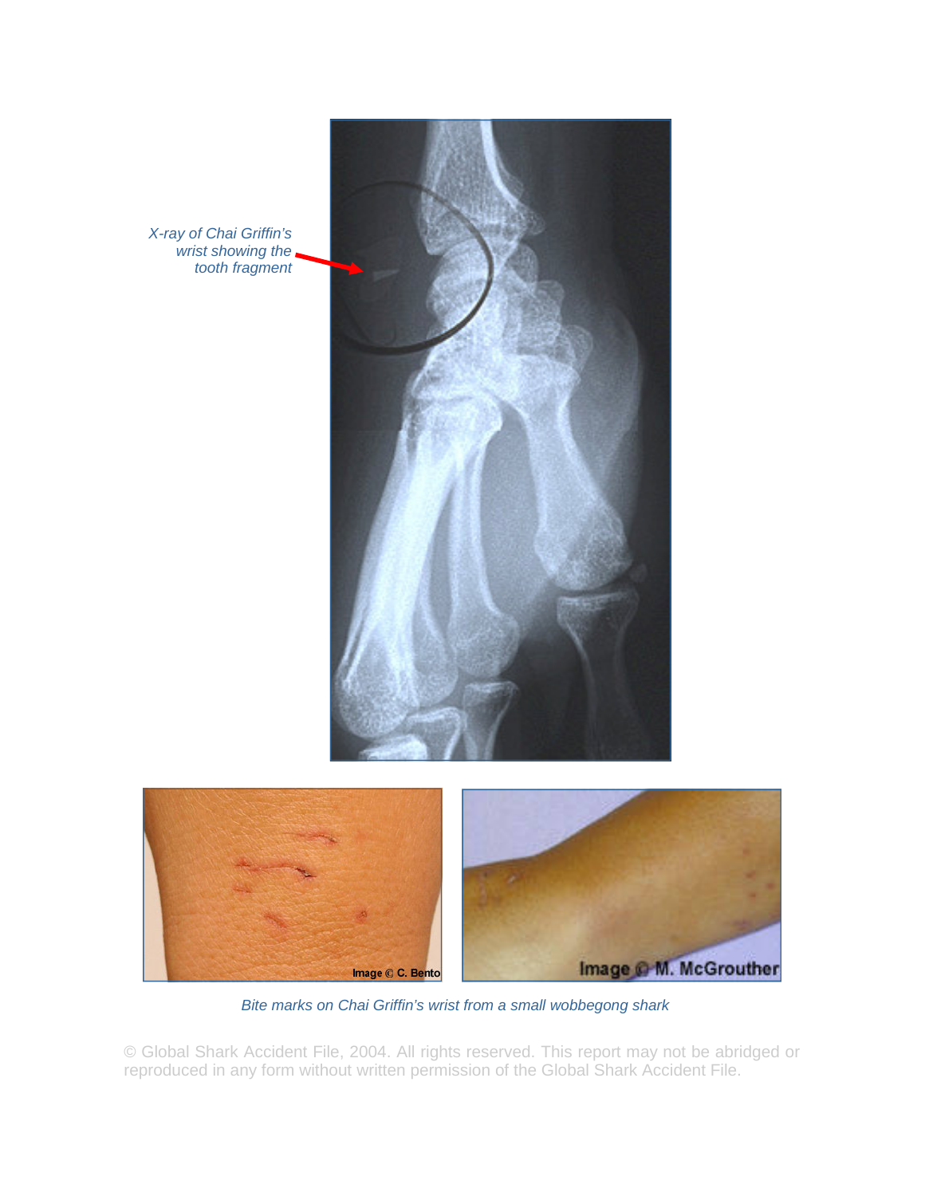*X-ray of Chai Griffin's wrist showing the tooth fragment*

*Bite marks on Chai Griffin's wrist from a small wobbegong shark*

© Global Shark Accident File, 2004. All rights reserved. This report may not be abridged or reproduced in any form without written permission of the Global Shark Accident File.